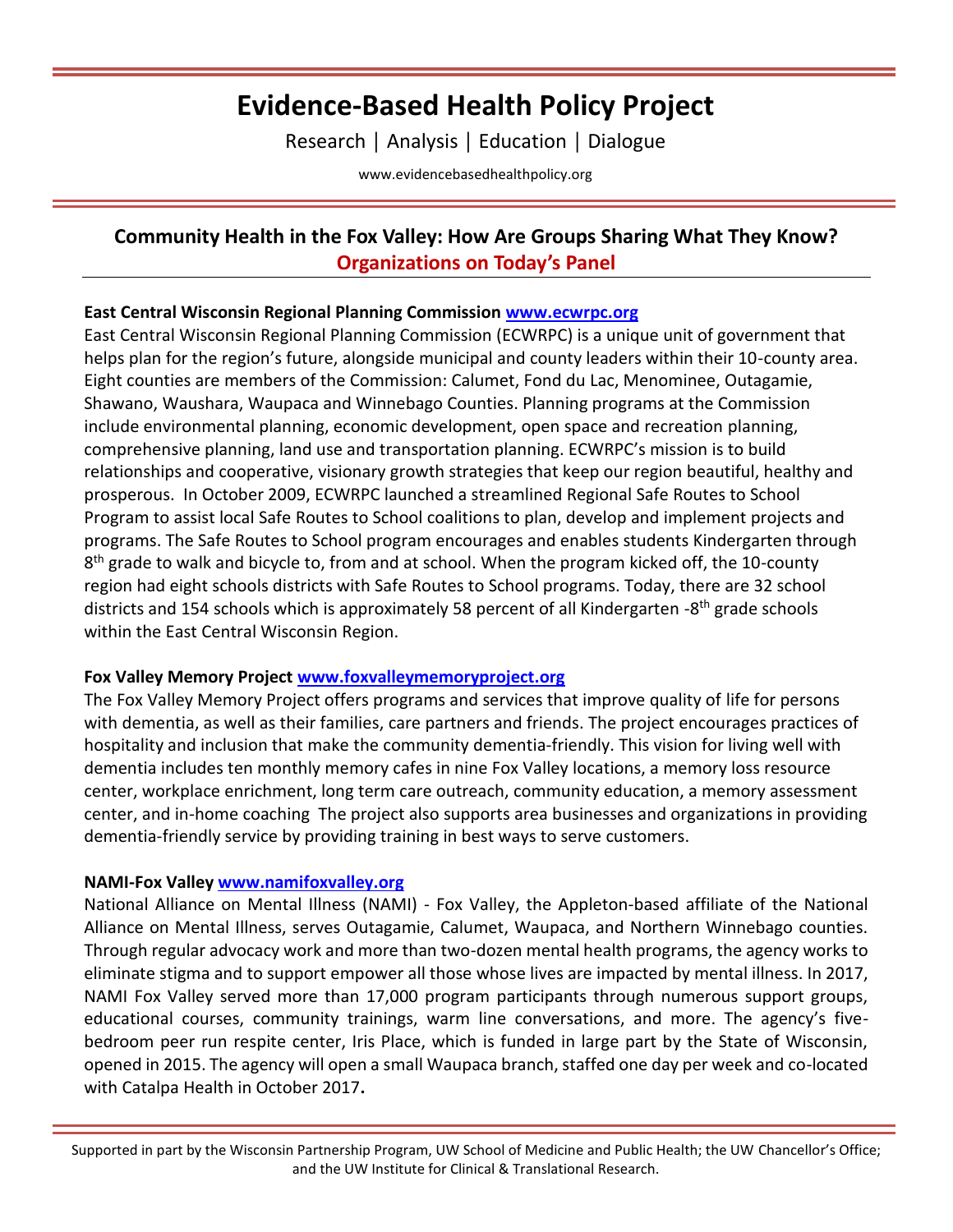# Evidence-Based Health Policy Project

Research | Analysis | Education | Dialogue

www.evidencebasedhealthpolicy.org

## Community Health in the Fox Valley: How Are Groups Sharing What They Know?

## Organizations on Today's Panel

**East Central Wisconsin Regional Planning Commission [www.ecwrpc.org](www.ecwrpc.org)**

East Central Wisconsin Regional Planning Commission (ECWRPC) is a unique unit of government that helps plan for the region's future, alongside municipal and county leaders within their 10-county area. Eight counties are members of the Commission: Calumet, Fond du Lac, Menominee, Outagamie, Shawano, Waushara, Waupaca and Winnebago Counties. Planning programs at the Commission include environmental planning, economic development, open space and recreation planning, comprehensive planning, land use and transportation planning. ECWRPC's mission is to build relationships and cooperative, visionary growth strategies that keep our region beautiful, healthy and prosperous. In October 2009, ECWRPC launched a streamlined Regional Safe Routes to School Program to assist local Safe Routes to School coalitions to plan, develop and implement projects and programs. The Safe Routes to School program encourages and enables students Kindergarten through 8th grade to walk and bicycle to, from and at school. When the program kicked off, the 10-county region had eight schools districts with Safe Routes to School programs. Today, there are 32 school districts and 154 schools which is approximately 58 percent of all Kindergarten -8th grade schools within the East Central Wisconsin Region.

**Fox Valley Memory Project [www.foxvalleymemoryproject.org](www.foxvalleymemoryproject.org)**

The Fox Valley Memory Project offers programs and services that improve quality of life for persons with dementia, as well as their families, care partners and friends. The project encourages practices of hospitality and inclusion that make the community dementia-friendly. This vision for living well with dementia includes ten monthly memory cafes in nine Fox Valley locations, a memory loss resource center, workplace enrichment, long term care outreach, community education, a memory assessment center, and in-home coaching The project also supports area businesses and organizations in providing dementia-friendly service by providing training in best ways to serve customers.

**NAMI-Fox Valley [www.namifoxvalley.org](www.namifoxvalley.org)**

National Alliance on Mental Illness (NAMI) - Fox Valley, the Appleton-based affiliate of the National Alliance on Mental Illness, serves Outagamie, Calumet, Waupaca, and Northern Winnebago counties. Through regular advocacy work and more than two-dozen mental health programs, the agency works to eliminate stigma and to support empower all those whose lives are impacted by mental illness. In 2017, NAMI Fox Valley served more than 17,000 program participants through numerous support groups, educational courses, community trainings, warm line conversations, and more. The agency's five-bedroom peer run respite center, Iris Place, which is funded in large part by the State of Wisconsin, opened in 2015. The agency will open a small Waupaca branch, staffed one day per week and co-located with Catalpa Health in October 2017**.**

Supported in part by the Wisconsin Partnership Program, UW School of Medicine and Public Health; the UW Chancellor's Office; and the UW Institute for Clinical & Translational Research.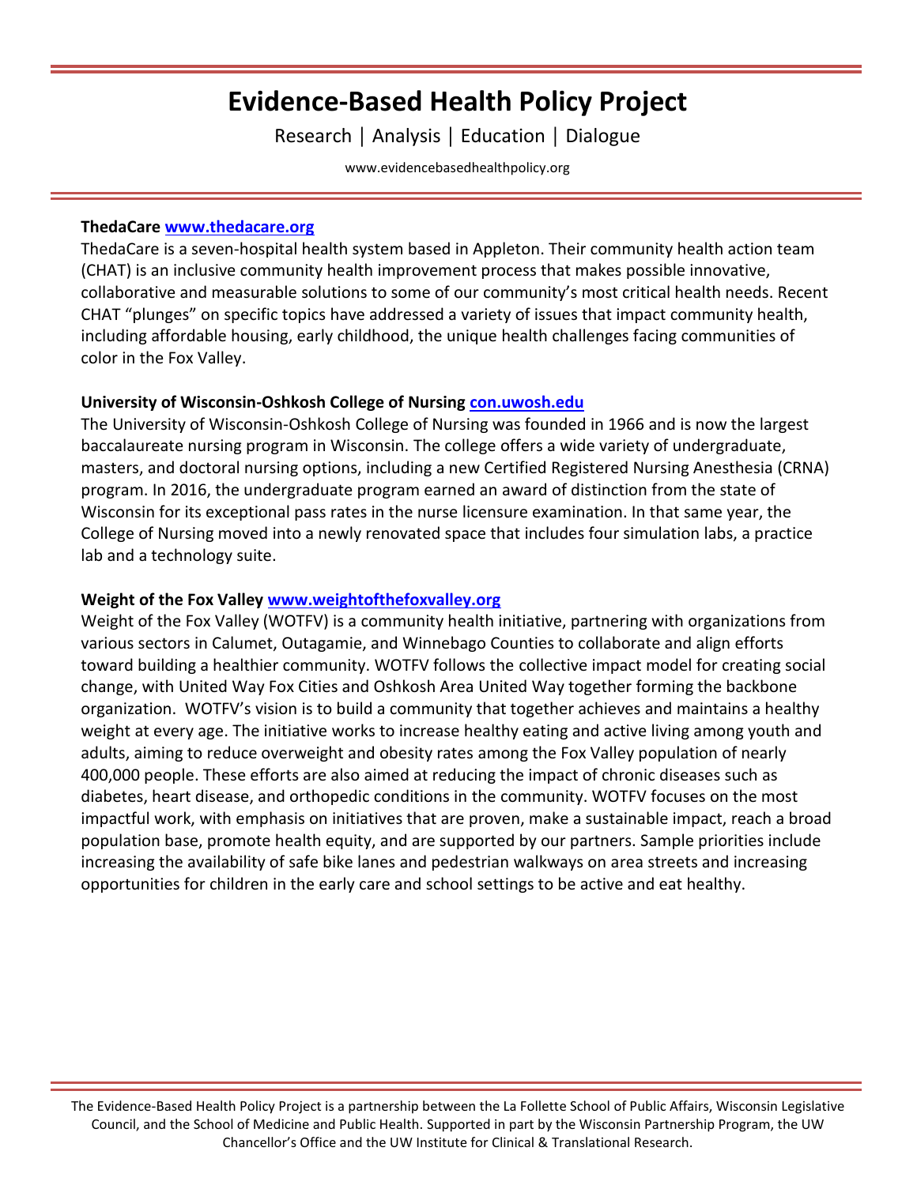**ThedaCare [www.thedacare.org](http://www.thedacare.org)**

ThedaCare is a seven-hospital health system based in Appleton. Their community health action team (CHAT) is an inclusive community health improvement process that makes possible innovative, collaborative and measurable solutions to some of our community's most critical health needs. Recent CHAT "plunges" on specific topics have addressed a variety of issues that impact community health, including affordable housing, early childhood, the unique health challenges facing communities of color in the Fox Valley.

**University of Wisconsin-Oshkosh College of Nursing [con.uwosh.edu](http://con.uwosh.edu)**

The University of Wisconsin-Oshkosh College of Nursing was founded in 1966 and is now the largest baccalaureate nursing program in Wisconsin. The college offers a wide variety of undergraduate, masters, and doctoral nursing options, including a new Certified Registered Nursing Anesthesia (CRNA) program. In 2016, the undergraduate program earned an award of distinction from the state of Wisconsin for its exceptional pass rates in the nurse licensure examination. In that same year, the College of Nursing moved into a newly renovated space that includes four simulation labs, a practice lab and a technology suite.

**Weight of the Fox Valley [www.weightofthefoxvalley.org](http://www.weightofthefoxvalley.org)**

Weight of the Fox Valley (WOTFV) is a community health initiative, partnering with organizations from various sectors in Calumet, Outagamie, and Winnebago Counties to collaborate and align efforts toward building a healthier community. WOTFV follows the collective impact model for creating social change, with United Way Fox Cities and Oshkosh Area United Way together forming the backbone organization. WOTFV's vision is to build a community that together achieves and maintains a healthy weight at every age. The initiative works to increase healthy eating and active living among youth and adults, aiming to reduce overweight and obesity rates among the Fox Valley population of nearly 400,000 people. These efforts are also aimed at reducing the impact of chronic diseases such as diabetes, heart disease, and orthopedic conditions in the community. WOTFV focuses on the most impactful work, with emphasis on initiatives that are proven, make a sustainable impact, reach a broad population base, promote health equity, and are supported by our partners. Sample priorities include increasing the availability of safe bike lanes and pedestrian walkways on area streets and increasing opportunities for children in the early care and school settings to be active and eat healthy.